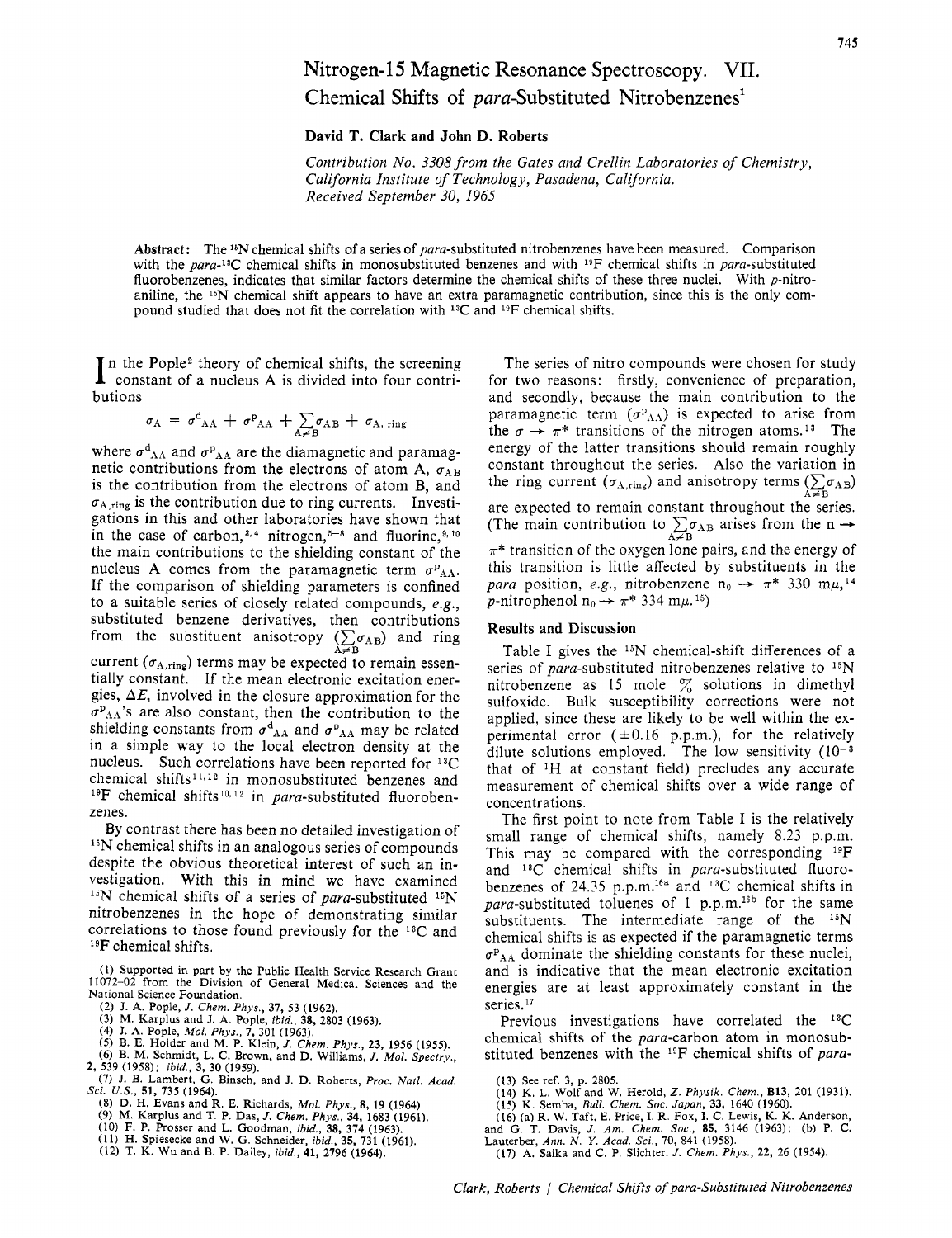# Nitrogen-15 Magnetic Resonance Spectroscopy. VII. Chemical Shifts of *para*-Substituted Nitrobenzenes[1]

**David T. Clark and John D. Roberts**

*Contribution No. 3308 from the Gates and Crellin Laboratories of Chemistry, California Institute of Technology, Pasadena, California. Received September 30, 1965*

**Abstract:** The $^{15}N$ chemical shifts of a series of *para*-substituted nitrobenzenes have been measured. Comparison with the *para*-$^{13}C$ chemical shifts in monosubstituted benzenes and with $^{19}F$ chemical shifts in *para*-substituted fluorobenzenes, indicates that similar factors determine the chemical shifts of these three nuclei. With *p*-nitroaniline, the $^{15}N$ chemical shift appears to have an extra paramagnetic contribution, since this is the only compound studied that does not fit the correlation with $^{13}C$ and $^{19}F$ chemical shifts.

In the Pople[2] theory of chemical shifts, the screening constant of a nucleus A is divided into four contributions

$$\sigma_A = \sigma^d_{AA} + \sigma^p_{AA} + \sum_{A \neq B} \sigma_{AB} + \sigma_{A,\,ring}$$

where $\sigma^d_{AA}$ and $\sigma^p_{AA}$ are the diamagnetic and paramagnetic contributions from the electrons of atom A, $\sigma_{AB}$ is the contribution from the electrons of atom B, and $\sigma_{A,ring}$ is the contribution due to ring currents. Investigations in this and other laboratories have shown that in the case of carbon,[3,4] nitrogen,[5-8] and fluorine,[9,10] the main contributions to the shielding constant of the nucleus A comes from the paramagnetic term $\sigma^p_{AA}$. If the comparison of shielding parameters is confined to a suitable series of closely related compounds, *e.g.*, substituted benzene derivatives, then contributions from the substituent anisotropy ($\sum_{A \neq B} \sigma_{AB}$) and ring current ($\sigma_{A,ring}$) terms may be expected to remain essentially constant. If the mean electronic excitation energies, $\Delta E$, involved in the closure approximation for the $\sigma^p_{AA}$'s are also constant, then the contribution to the shielding constants from $\sigma^d_{AA}$ and $\sigma^p_{AA}$ may be related in a simple way to the local electron density at the nucleus. Such correlations have been reported for $^{13}C$ chemical shifts[11,12] in monosubstituted benzenes and $^{19}F$ chemical shifts[10,12] in *para*-substituted fluorobenzenes.

By contrast there has been no detailed investigation of $^{15}N$ chemical shifts in an analogous series of compounds despite the obvious theoretical interest of such an investigation. With this in mind we have examined $^{15}N$ chemical shifts of a series of *para*-substituted $^{15}N$ nitrobenzenes in the hope of demonstrating similar correlations to those found previously for the $^{13}C$ and $^{19}F$ chemical shifts.

The series of nitro compounds were chosen for study for two reasons: firstly, convenience of preparation, and secondly, because the main contribution to the paramagnetic term ($\sigma^p_{AA}$) is expected to arise from the $\sigma \rightarrow \pi^*$ transitions of the nitrogen atoms.[13] The energy of the latter transitions should remain roughly constant throughout the series. Also the variation in the ring current ($\sigma_{A,ring}$) and anisotropy terms ($\sum_{A \neq B} \sigma_{AB}$) are expected to remain constant throughout the series. (The main contribution to $\sum_{A \neq B} \sigma_{AB}$ arises from the $n \rightarrow \pi^*$ transition of the oxygen lone pairs, and the energy of this transition is little affected by substituents in the *para* position, *e.g.*, nitrobenzene $n_0 \rightarrow \pi^*$ 330 m$\mu$,[14] *p*-nitrophenol $n_0 \rightarrow \pi^*$ 334 m$\mu$.[15])

## Results and Discussion

Table I gives the $^{15}N$ chemical-shift differences of a series of *para*-substituted nitrobenzenes relative to $^{15}N$ nitrobenzene as 15 mole % solutions in dimethyl sulfoxide. Bulk susceptibility corrections were not applied, since these are likely to be well within the experimental error ($\pm$0.16 p.p.m.), for the relatively dilute solutions employed. The low sensitivity ($10^{-3}$ that of $^1H$ at constant field) precludes any accurate measurement of chemical shifts over a wide range of concentrations.

The first point to note from Table I is the relatively small range of chemical shifts, namely 8.23 p.p.m. This may be compared with the corresponding $^{19}F$ and $^{13}C$ chemical shifts in *para*-substituted fluorobenzenes of 24.35 p.p.m.[16a] and $^{13}C$ chemical shifts in *para*-substituted toluenes of 1 p.p.m.[16b] for the same substituents. The intermediate range of the $^{15}N$ chemical shifts is as expected if the paramagnetic terms $\sigma^p_{AA}$ dominate the shielding constants for these nuclei, and is indicative that the mean electronic excitation energies are at least approximately constant in the series.[17]

Previous investigations have correlated the $^{13}C$ chemical shifts of the *para*-carbon atom in monosubstituted benzenes with the $^{19}F$ chemical shifts of *para*-

(1) Supported in part by the Public Health Service Research Grant 11072-02 from the Division of General Medical Sciences and the National Science Foundation.
(2) J. A. Pople, *J. Chem. Phys.*, **37**, 53 (1962).
(3) M. Karplus and J. A. Pople, *ibid.*, **38**, 2803 (1963).
(4) J. A. Pople, *Mol. Phys.*, **7**, 301 (1963).
(5) B. E. Holder and M. P. Klein, *J. Chem. Phys.*, **23**, 1956 (1955).
(6) B. M. Schmidt, L. C. Brown, and D. Williams, *J. Mol. Spectry.*, **2**, 539 (1958); *ibid.*, **3**, 30 (1959).
(7) J. B. Lambert, G. Binsch, and J. D. Roberts, *Proc. Natl. Acad. Sci. U.S.*, **51**, 735 (1964).
(8) D. H. Evans and R. E. Richards, *Mol. Phys.*, **8**, 19 (1964).
(9) M. Karplus and T. P. Das, *J. Chem. Phys.*, **34**, 1683 (1961).
(10) F. P. Prosser and L. Goodman, *ibid.*, **38**, 374 (1963).
(11) H. Spiesecke and W. G. Schneider, *ibid.*, **35**, 731 (1961).
(12) T. K. Wu and B. P. Dailey, *ibid.*, **41**, 2796 (1964).
(13) See ref. 3, p. 2805.
(14) K. L. Wolf and W. Herold, *Z. Physik. Chem.*, **B13**, 201 (1931).
(15) K. Semba, *Bull. Chem. Soc. Japan*, **33**, 1640 (1960).
(16) (a) R. W. Taft, E. Price, I. R. Fox, I. C. Lewis, K. K. Anderson, and G. T. Davis, *J. Am. Chem. Soc.*, **85**, 3146 (1963); (b) P. C. Lauterber, *Ann. N. Y. Acad. Sci.*, **70**, 841 (1958).
(17) A. Saika and C. P. Slichter. *J. Chem. Phys.*, **22**, 26 (1954).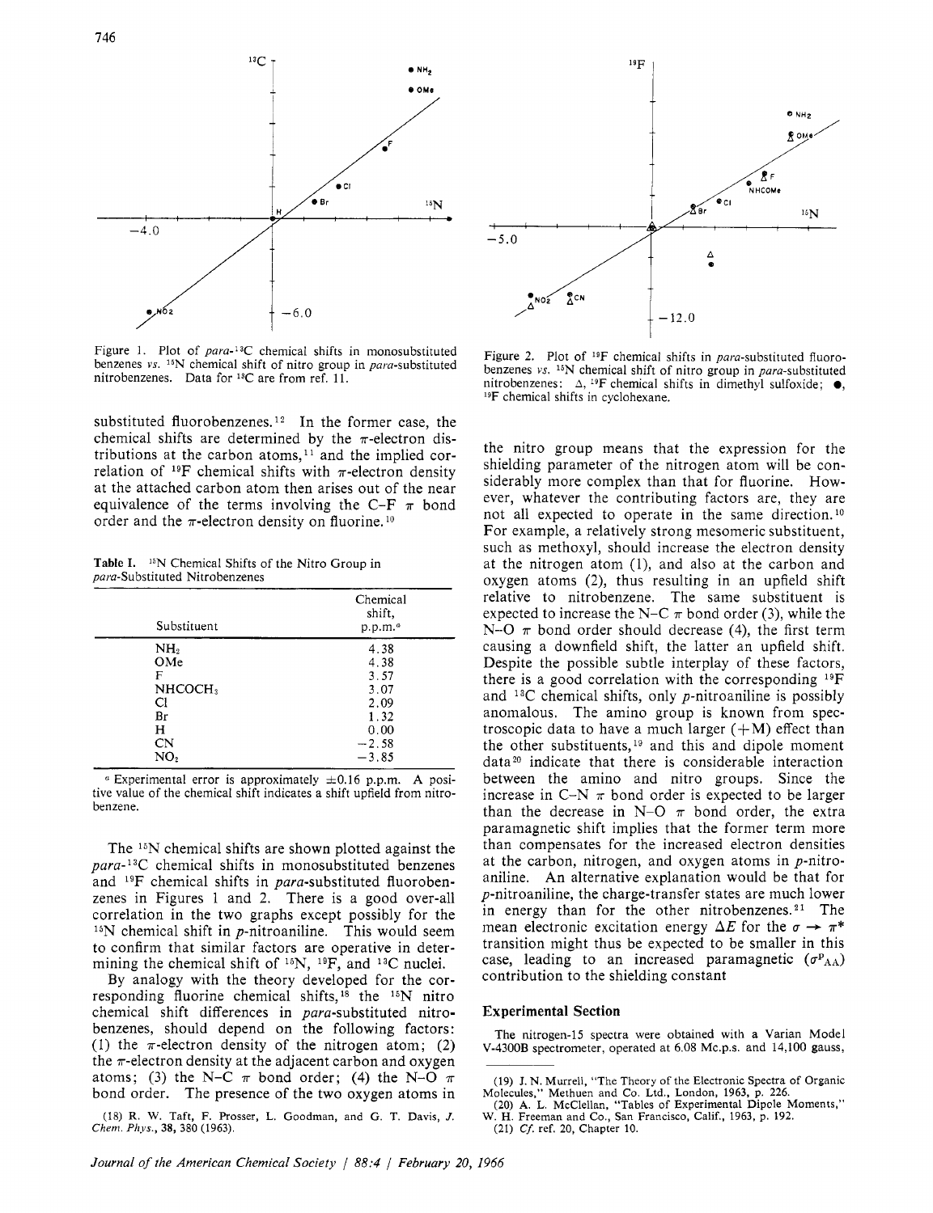Figure 1. Plot of *para*-$^{13}C$ chemical shifts in monosubstituted benzenes *vs.* $^{15}N$ chemical shift of nitro group in *para*-substituted nitrobenzenes. Data for $^{13}C$ are from ref. 11.

Figure 2. Plot of $^{19}F$ chemical shifts in *para*-substituted fluorobenzenes *vs.* $^{15}N$ chemical shift of nitro group in *para*-substituted nitrobenzenes: Δ, $^{19}F$ chemical shifts in dimethyl sulfoxide; ●, $^{19}F$ chemical shifts in cyclohexane.

substituted fluorobenzenes.[12] In the former case, the chemical shifts are determined by the π-electron distributions at the carbon atoms,[11] and the implied correlation of $^{19}F$ chemical shifts with π-electron density at the attached carbon atom then arises out of the near equivalence of the terms involving the C–F π bond order and the π-electron density on fluorine.[10]

**Table I.** $^{15}N$ Chemical Shifts of the Nitro Group in *para*-Substituted Nitrobenzenes

| Substituent | Chemical shift, p.p.m.[a] |
|---|---|
| $NH_2$ | 4.38 |
| OMe | 4.38 |
| F | 3.57 |
| $NHCOCH_3$ | 3.07 |
| Cl | 2.09 |
| Br | 1.32 |
| H | 0.00 |
| CN | −2.58 |
| $NO_2$ | −3.85 |

[a] Experimental error is approximately ±0.16 p.p.m. A positive value of the chemical shift indicates a shift upfield from nitrobenzene.

The $^{15}N$ chemical shifts are shown plotted against the *para*-$^{13}C$ chemical shifts in monosubstituted benzenes and $^{19}F$ chemical shifts in *para*-substituted fluorobenzenes in Figures 1 and 2. There is a good over-all correlation in the two graphs except possibly for the $^{15}N$ chemical shift in *p*-nitroaniline. This would seem to confirm that similar factors are operative in determining the chemical shift of $^{15}N$, $^{19}F$, and $^{13}C$ nuclei.

By analogy with the theory developed for the corresponding fluorine chemical shifts,[18] the $^{15}N$ nitro chemical shift differences in *para*-substituted nitrobenzenes, should depend on the following factors: (1) the π-electron density of the nitrogen atom; (2) the π-electron density at the adjacent carbon and oxygen atoms; (3) the N–C π bond order; (4) the N–O π bond order. The presence of the two oxygen atoms in the nitro group means that the expression for the shielding parameter of the nitrogen atom will be considerably more complex than that for fluorine. However, whatever the contributing factors are, they are not all expected to operate in the same direction.[10] For example, a relatively strong mesomeric substituent, such as methoxyl, should increase the electron density at the nitrogen atom (1), and also at the carbon and oxygen atoms (2), thus resulting in an upfield shift relative to nitrobenzene. The same substituent is expected to increase the N–C π bond order (3), while the N–O π bond order should decrease (4), the first term causing a downfield shift, the latter an upfield shift. Despite the possible subtle interplay of these factors, there is a good correlation with the corresponding $^{19}F$ and $^{13}C$ chemical shifts, only *p*-nitroaniline is possibly anomalous. The amino group is known from spectroscopic data to have a much larger (+M) effect than the other substituents,[19] and this and dipole moment data[20] indicate that there is considerable interaction between the amino and nitro groups. Since the increase in C–N π bond order is expected to be larger than the decrease in N–O π bond order, the extra paramagnetic shift implies that the former term more than compensates for the increased electron densities at the carbon, nitrogen, and oxygen atoms in *p*-nitroaniline. An alternative explanation would be that for *p*-nitroaniline, the charge-transfer states are much lower in energy than for the other nitrobenzenes.[21] The mean electronic excitation energy $\Delta E$ for the $\sigma \rightarrow \pi^*$ transition might thus be expected to be smaller in this case, leading to an increased paramagnetic ($\sigma^{P}_{AA}$) contribution to the shielding constant

## Experimental Section

The nitrogen-15 spectra were obtained with a Varian Model V-4300B spectrometer, operated at 6.08 Mc.p.s. and 14,100 gauss,

(18) R. W. Taft, F. Prosser, L. Goodman, and G. T. Davis, *J. Chem. Phys.*, **38**, 380 (1963).

(19) J. N. Murrell, "The Theory of the Electronic Spectra of Organic Molecules," Methuen and Co. Ltd., London, 1963, p. 226.

(20) A. L. McClellan, "Tables of Experimental Dipole Moments," W. H. Freeman and Co., San Francisco, Calif., 1963, p. 192.

(21) *Cf.* ref. 20, Chapter 10.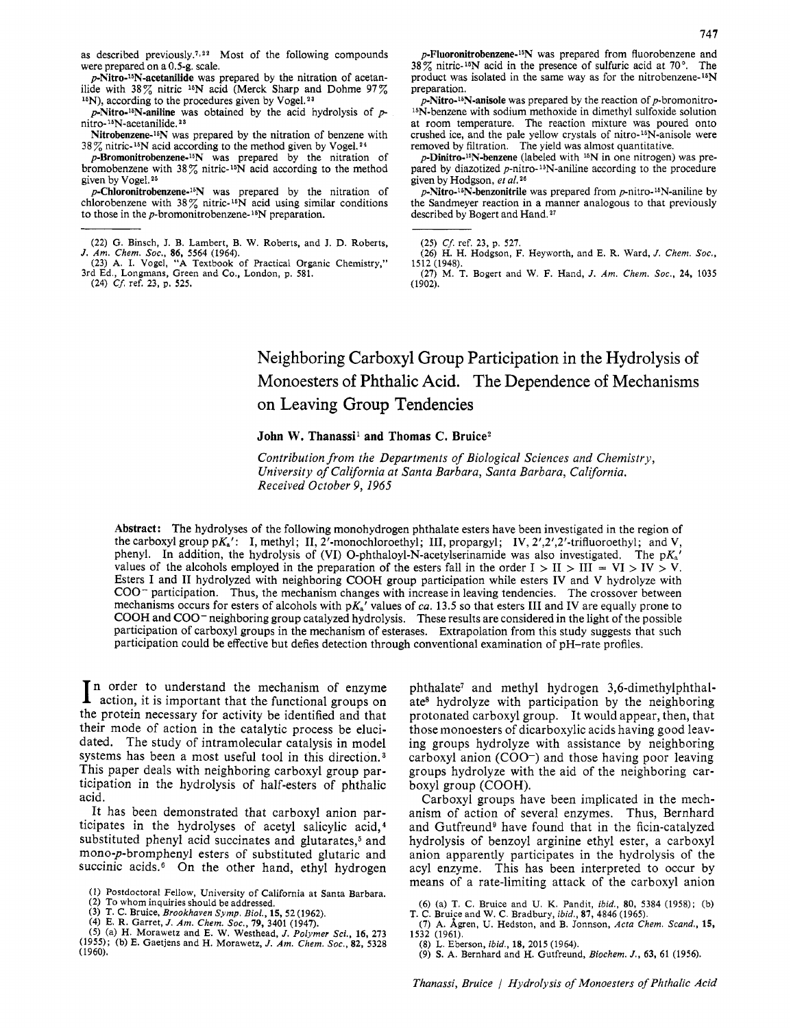as described previously.[7,22] Most of the following compounds were prepared on a 0.5-g. scale.

***p*-Nitro-$^{15}$N-acetanilide** was prepared by the nitration of acetanilide with 38% nitric $^{15}$N acid (Merck Sharp and Dohme 97% $^{15}$N), according to the procedures given by Vogel.[23]

***p*-Nitro-$^{15}$N-aniline** was obtained by the acid hydrolysis of *p*-nitro-$^{15}$N-acetanilide.[23]

**Nitrobenzene-$^{15}$N** was prepared by the nitration of benzene with 38% nitric-$^{15}$N acid according to the method given by Vogel.[24]

***p*-Bromonitrobenzene-$^{15}$N** was prepared by the nitration of bromobenzene with 38% nitric-$^{15}$N acid according to the method given by Vogel.[25]

***p*-Chloronitrobenzene-$^{15}$N** was prepared by the nitration of chlorobenzene with 38% nitric-$^{15}$N acid using similar conditions to those in the *p*-bromonitrobenzene-$^{15}$N preparation.

***p*-Fluoronitrobenzene-$^{15}$N** was prepared from fluorobenzene and 38% nitric-$^{15}$N acid in the presence of sulfuric acid at 70°. The product was isolated in the same way as for the nitrobenzene-$^{15}$N preparation.

***p*-Nitro-$^{15}$N-anisole** was prepared by the reaction of *p*-bromonitro-$^{15}$N-benzene with sodium methoxide in dimethyl sulfoxide solution at room temperature. The reaction mixture was poured onto crushed ice, and the pale yellow crystals of nitro-$^{15}$N-anisole were removed by filtration. The yield was almost quantitative.

***p*-Dinitro-$^{15}$N-benzene** (labeled with $^{15}$N in one nitrogen) was prepared by diazotized *p*-nitro-$^{15}$N-aniline according to the procedure given by Hodgson, *et al.*[26]

***p*-Nitro-$^{15}$N-benzonitrile** was prepared from *p*-nitro-$^{15}$N-aniline by the Sandmeyer reaction in a manner analogous to that previously described by Bogert and Hand.[27]

(22) G. Binsch, J. B. Lambert, B. W. Roberts, and J. D. Roberts, *J. Am. Chem. Soc.*, **86**, 5564 (1964).
(23) A. I. Vogel, "A Textbook of Practical Organic Chemistry," 3rd Ed., Longmans, Green and Co., London, p. 581.
(24) *Cf.* ref. 23, p. 525.
(25) *Cf.* ref. 23, p. 527.
(26) H. H. Hodgson, F. Heyworth, and E. R. Ward, *J. Chem. Soc.*, 1512 (1948).
(27) M. T. Bogert and W. F. Hand, *J. Am. Chem. Soc.*, **24**, 1035 (1902).

# Neighboring Carboxyl Group Participation in the Hydrolysis of Monoesters of Phthalic Acid. The Dependence of Mechanisms on Leaving Group Tendencies

**John W. Thanassi[1] and Thomas C. Bruice[2]**

*Contribution from the Departments of Biological Sciences and Chemistry, University of California at Santa Barbara, Santa Barbara, California. Received October 9, 1965*

**Abstract:** The hydrolyses of the following monohydrogen phthalate esters have been investigated in the region of the carboxyl group $pK_a'$: I, methyl; II, 2'-monochloroethyl; III, propargyl; IV, 2',2',2'-trifluoroethyl; and V, phenyl. In addition, the hydrolysis of (VI) O-phthaloyl-N-acetylserinamide was also investigated. The $pK_a'$ values of the alcohols employed in the preparation of the esters fall in the order I > II > III = VI > IV > V. Esters I and II hydrolyzed with neighboring COOH group participation while esters IV and V hydrolyze with $COO^-$ participation. Thus, the mechanism changes with increase in leaving tendencies. The crossover between mechanisms occurs for esters of alcohols with $pK_a'$ values of *ca.* 13.5 so that esters III and IV are equally prone to COOH and $COO^-$ neighboring group catalyzed hydrolysis. These results are considered in the light of the possible participation of carboxyl groups in the mechanism of esterases. Extrapolation from this study suggests that such participation could be effective but defies detection through conventional examination of pH–rate profiles.

In order to understand the mechanism of enzyme action, it is important that the functional groups on the protein necessary for activity be identified and that their mode of action in the catalytic process be elucidated. The study of intramolecular catalysis in model systems has been a most useful tool in this direction.[3] This paper deals with neighboring carboxyl group participation in the hydrolysis of half-esters of phthalic acid.

It has been demonstrated that carboxyl anion participates in the hydrolyses of acetyl salicylic acid,[4] substituted phenyl acid succinates and glutarates,[5] and mono-*p*-bromphenyl esters of substituted glutaric and succinic acids.[6] On the other hand, ethyl hydrogen phthalate[7] and methyl hydrogen 3,6-dimethylphthalate[8] hydrolyze with participation by the neighboring protonated carboxyl group. It would appear, then, that those monoesters of dicarboxylic acids having good leaving groups hydrolyze with assistance by neighboring carboxyl anion ($COO^-$) and those having poor leaving groups hydrolyze with the aid of the neighboring carboxyl group (COOH).

Carboxyl groups have been implicated in the mechanism of action of several enzymes. Thus, Bernhard and Gutfreund[9] have found that in the ficin-catalyzed hydrolysis of benzoyl arginine ethyl ester, a carboxyl anion apparently participates in the hydrolysis of the acyl enzyme. This has been interpreted to occur by means of a rate-limiting attack of the carboxyl anion

(1) Postdoctoral Fellow, University of California at Santa Barbara.
(2) To whom inquiries should be addressed.
(3) T. C. Bruice, *Brookhaven Symp. Biol.*, **15**, 52 (1962).
(4) E. R. Garret, *J. Am. Chem. Soc.*, **79**, 3401 (1947).
(5) (a) H. Morawetz and E. W. Westhead, *J. Polymer Sci.*, **16**, 273 (1955); (b) E. Gaetjens and H. Morawetz, *J. Am. Chem. Soc.*, **82**, 5328 (1960).
(6) (a) T. C. Bruice and U. K. Pandit, *ibid.*, **80**, 5384 (1958); (b) T. C. Bruice and W. C. Bradbury, *ibid.*, **87**, 4846 (1965).
(7) A. Ågren, U. Hedston, and B. Jonnson, *Acta Chem. Scand.*, **15**, 1532 (1961).
(8) L. Eberson, *ibid.*, **18**, 2015 (1964).
(9) S. A. Bernhard and H. Gutfreund, *Biochem. J.*, **63**, 61 (1956).